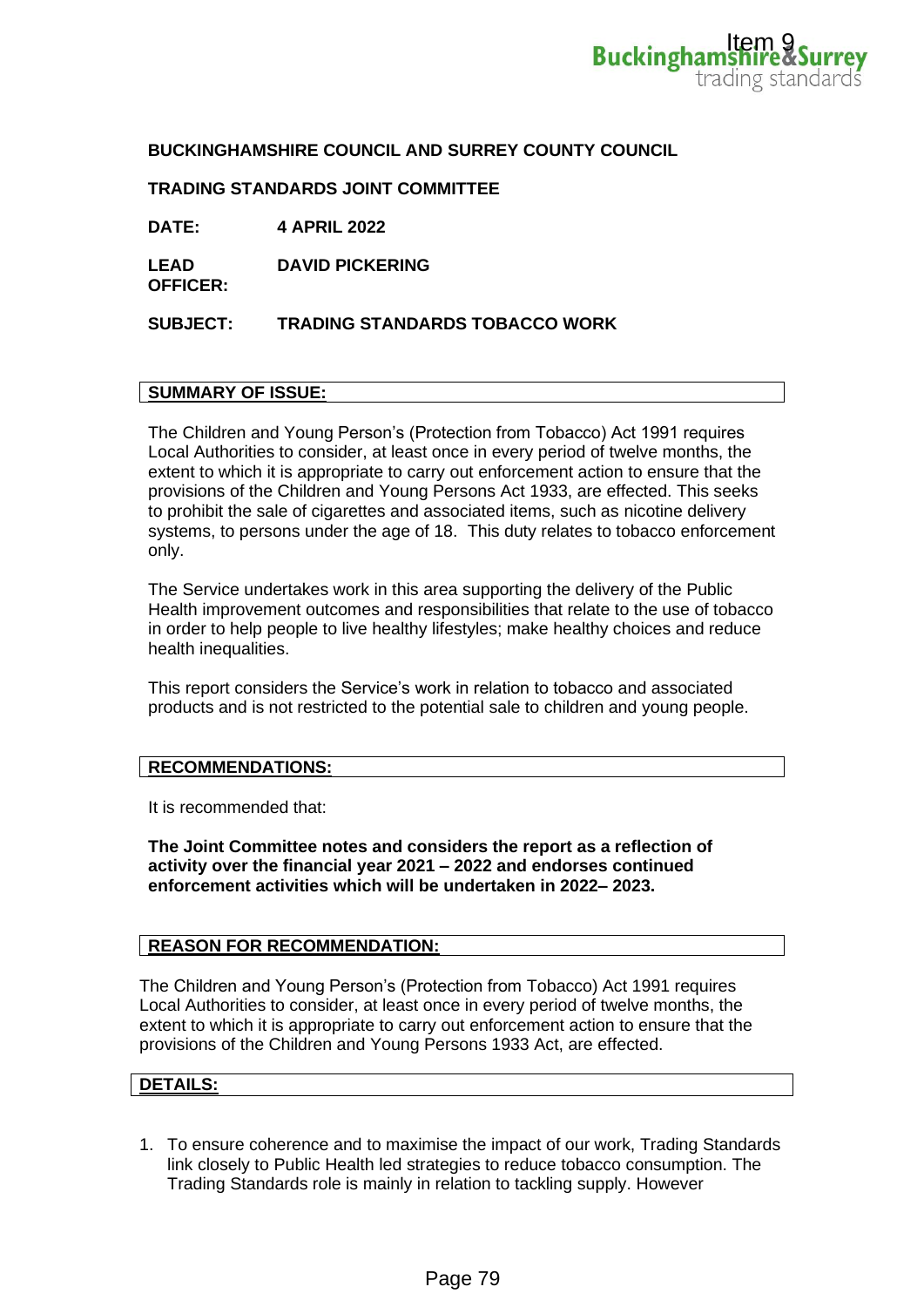Item 9

**BUCKINGHAMSHIRE COUNCIL AND SURREY COUNTY COUNCIL**

**TRADING STANDARDS JOINT COMMITTEE**

**DATE:** **4 APRIL 2022**

**LEAD OFFICER:** **DAVID PICKERING**

**SUBJECT:** **TRADING STANDARDS TOBACCO WORK**

## SUMMARY OF ISSUE:

The Children and Young Person's (Protection from Tobacco) Act 1991 requires Local Authorities to consider, at least once in every period of twelve months, the extent to which it is appropriate to carry out enforcement action to ensure that the provisions of the Children and Young Persons Act 1933, are effected. This seeks to prohibit the sale of cigarettes and associated items, such as nicotine delivery systems, to persons under the age of 18. This duty relates to tobacco enforcement only.

The Service undertakes work in this area supporting the delivery of the Public Health improvement outcomes and responsibilities that relate to the use of tobacco in order to help people to live healthy lifestyles; make healthy choices and reduce health inequalities.

This report considers the Service's work in relation to tobacco and associated products and is not restricted to the potential sale to children and young people.

## RECOMMENDATIONS:

It is recommended that:

**The Joint Committee notes and considers the report as a reflection of activity over the financial year 2021 – 2022 and endorses continued enforcement activities which will be undertaken in 2022– 2023.**

## REASON FOR RECOMMENDATION:

The Children and Young Person's (Protection from Tobacco) Act 1991 requires Local Authorities to consider, at least once in every period of twelve months, the extent to which it is appropriate to carry out enforcement action to ensure that the provisions of the Children and Young Persons 1933 Act, are effected.

## DETAILS:

1. To ensure coherence and to maximise the impact of our work, Trading Standards link closely to Public Health led strategies to reduce tobacco consumption. The Trading Standards role is mainly in relation to tackling supply. However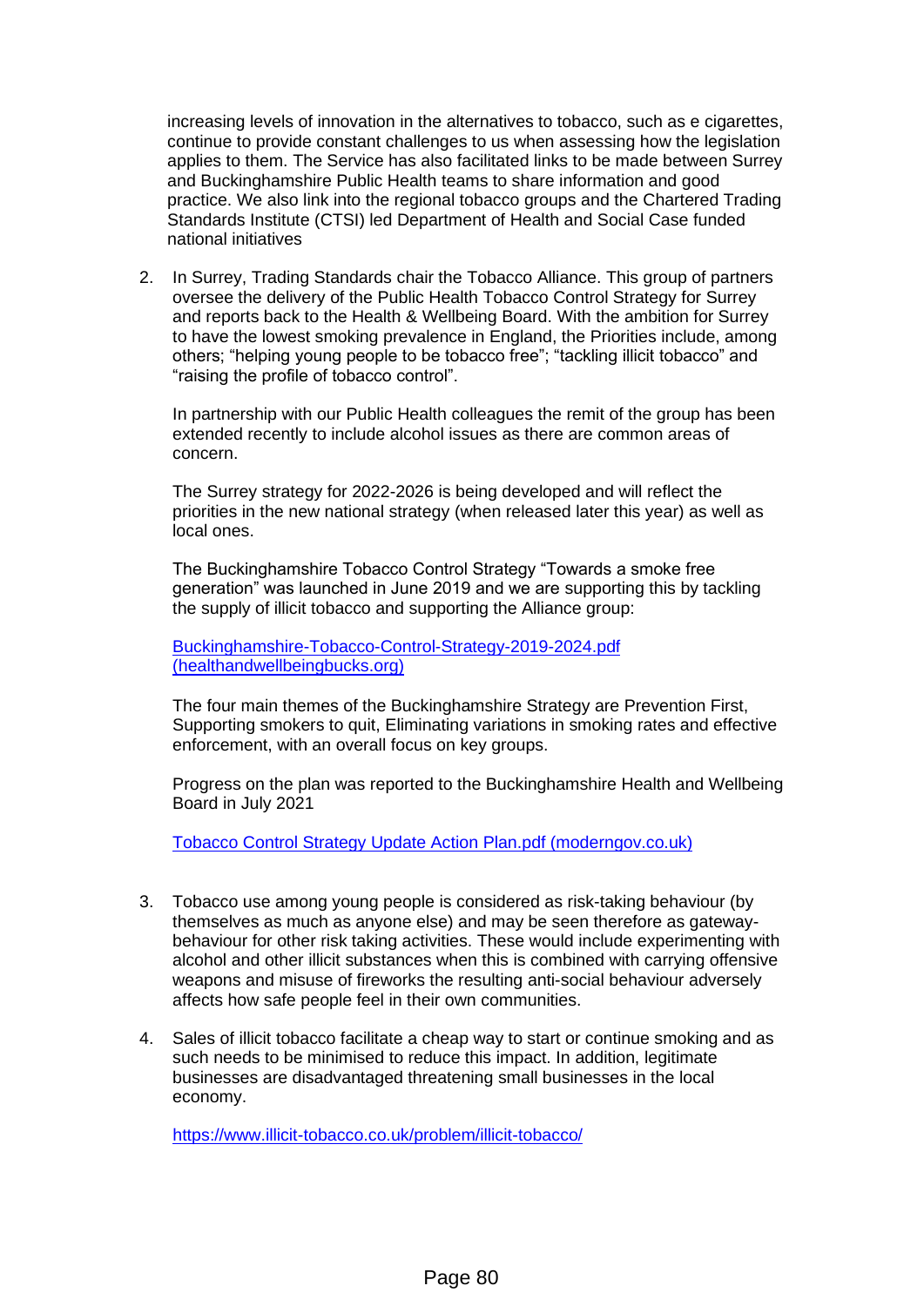increasing levels of innovation in the alternatives to tobacco, such as e cigarettes, continue to provide constant challenges to us when assessing how the legislation applies to them. The Service has also facilitated links to be made between Surrey and Buckinghamshire Public Health teams to share information and good practice. We also link into the regional tobacco groups and the Chartered Trading Standards Institute (CTSI) led Department of Health and Social Case funded national initiatives

2. In Surrey, Trading Standards chair the Tobacco Alliance. This group of partners oversee the delivery of the Public Health Tobacco Control Strategy for Surrey and reports back to the Health & Wellbeing Board. With the ambition for Surrey to have the lowest smoking prevalence in England, the Priorities include, among others; "helping young people to be tobacco free"; "tackling illicit tobacco" and "raising the profile of tobacco control".

   In partnership with our Public Health colleagues the remit of the group has been extended recently to include alcohol issues as there are common areas of concern.

   The Surrey strategy for 2022-2026 is being developed and will reflect the priorities in the new national strategy (when released later this year) as well as local ones.

   The Buckinghamshire Tobacco Control Strategy "Towards a smoke free generation" was launched in June 2019 and we are supporting this by tackling the supply of illicit tobacco and supporting the Alliance group:

   Buckinghamshire-Tobacco-Control-Strategy-2019-2024.pdf (healthandwellbeingbucks.org)

   The four main themes of the Buckinghamshire Strategy are Prevention First, Supporting smokers to quit, Eliminating variations in smoking rates and effective enforcement, with an overall focus on key groups.

   Progress on the plan was reported to the Buckinghamshire Health and Wellbeing Board in July 2021

   Tobacco Control Strategy Update Action Plan.pdf (moderngov.co.uk)

3. Tobacco use among young people is considered as risk-taking behaviour (by themselves as much as anyone else) and may be seen therefore as gateway-behaviour for other risk taking activities. These would include experimenting with alcohol and other illicit substances when this is combined with carrying offensive weapons and misuse of fireworks the resulting anti-social behaviour adversely affects how safe people feel in their own communities.

4. Sales of illicit tobacco facilitate a cheap way to start or continue smoking and as such needs to be minimised to reduce this impact. In addition, legitimate businesses are disadvantaged threatening small businesses in the local economy.

   https://www.illicit-tobacco.co.uk/problem/illicit-tobacco/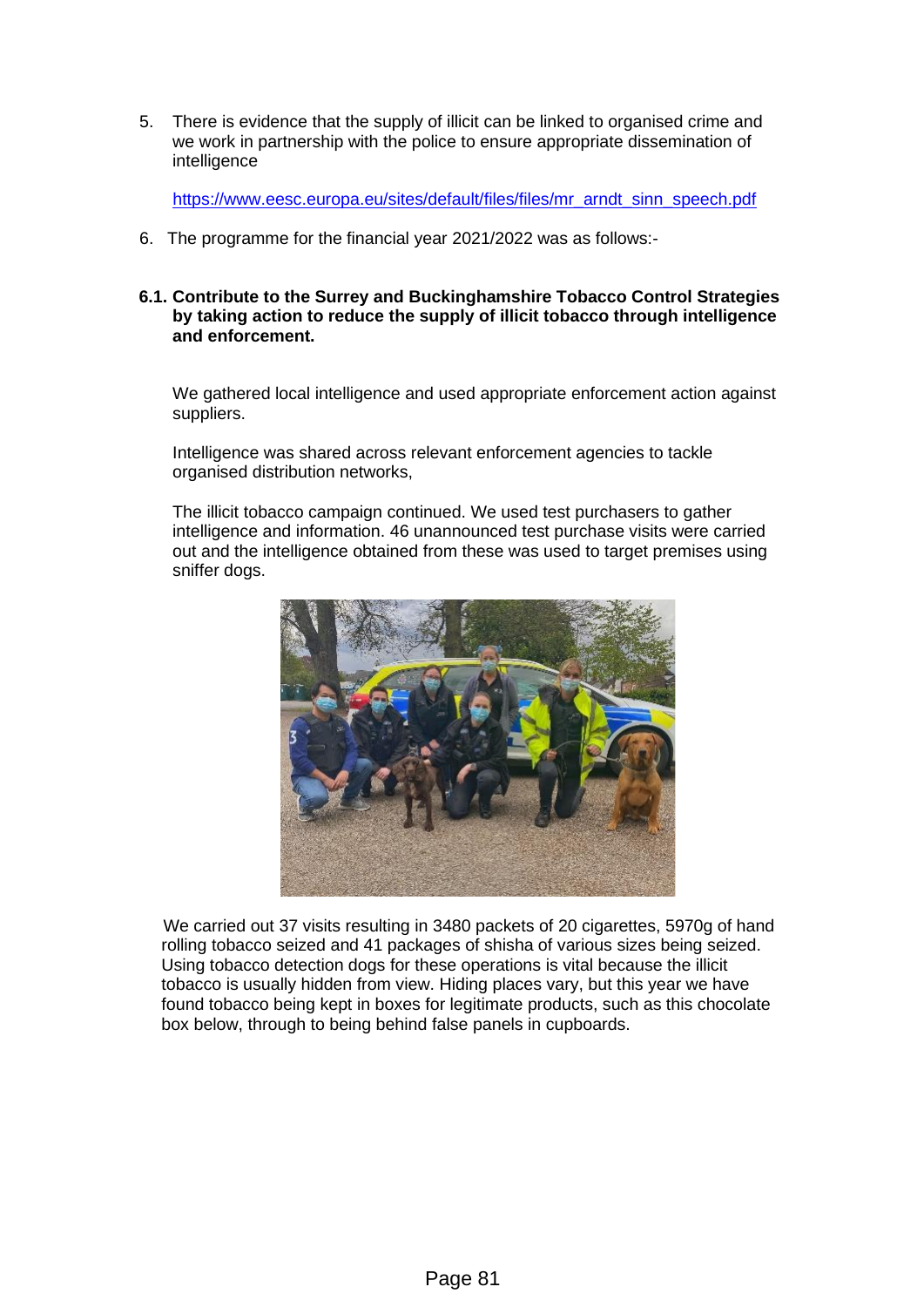5. There is evidence that the supply of illicit can be linked to organised crime and we work in partnership with the police to ensure appropriate dissemination of intelligence

   https://www.eesc.europa.eu/sites/default/files/files/mr_arndt_sinn_speech.pdf

6. The programme for the financial year 2021/2022 was as follows:-

**6.1. Contribute to the Surrey and Buckinghamshire Tobacco Control Strategies by taking action to reduce the supply of illicit tobacco through intelligence and enforcement.**

We gathered local intelligence and used appropriate enforcement action against suppliers.

Intelligence was shared across relevant enforcement agencies to tackle organised distribution networks,

The illicit tobacco campaign continued. We used test purchasers to gather intelligence and information. 46 unannounced test purchase visits were carried out and the intelligence obtained from these was used to target premises using sniffer dogs.

We carried out 37 visits resulting in 3480 packets of 20 cigarettes, 5970g of hand rolling tobacco seized and 41 packages of shisha of various sizes being seized. Using tobacco detection dogs for these operations is vital because the illicit tobacco is usually hidden from view. Hiding places vary, but this year we have found tobacco being kept in boxes for legitimate products, such as this chocolate box below, through to being behind false panels in cupboards.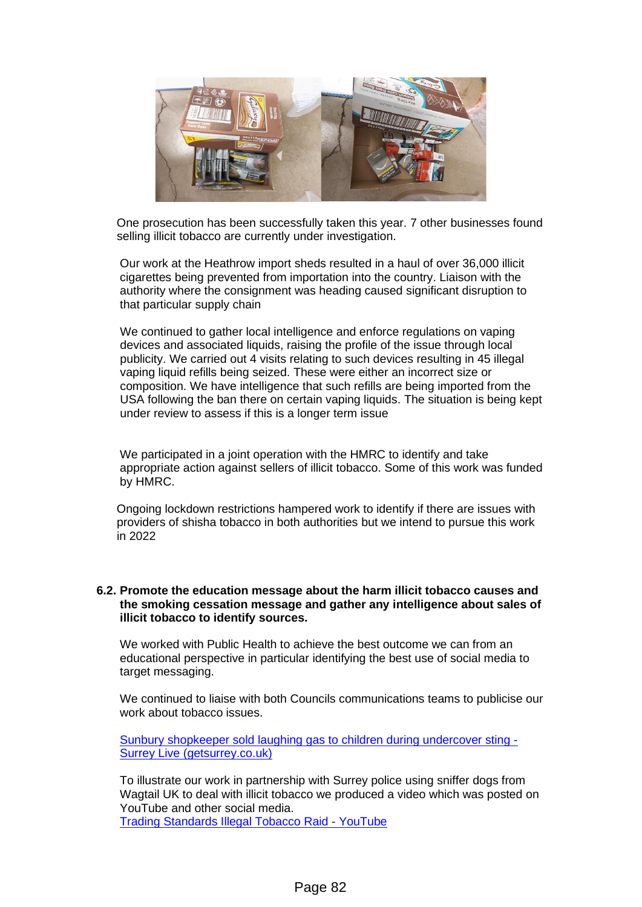One prosecution has been successfully taken this year. 7 other businesses found selling illicit tobacco are currently under investigation.

Our work at the Heathrow import sheds resulted in a haul of over 36,000 illicit cigarettes being prevented from importation into the country. Liaison with the authority where the consignment was heading caused significant disruption to that particular supply chain

We continued to gather local intelligence and enforce regulations on vaping devices and associated liquids, raising the profile of the issue through local publicity. We carried out 4 visits relating to such devices resulting in 45 illegal vaping liquid refills being seized. These were either an incorrect size or composition. We have intelligence that such refills are being imported from the USA following the ban there on certain vaping liquids. The situation is being kept under review to assess if this is a longer term issue

We participated in a joint operation with the HMRC to identify and take appropriate action against sellers of illicit tobacco. Some of this work was funded by HMRC.

Ongoing lockdown restrictions hampered work to identify if there are issues with providers of shisha tobacco in both authorities but we intend to pursue this work in 2022

**6.2. Promote the education message about the harm illicit tobacco causes and the smoking cessation message and gather any intelligence about sales of illicit tobacco to identify sources.**

We worked with Public Health to achieve the best outcome we can from an educational perspective in particular identifying the best use of social media to target messaging.

We continued to liaise with both Councils communications teams to publicise our work about tobacco issues.

Sunbury shopkeeper sold laughing gas to children during undercover sting - Surrey Live (getsurrey.co.uk)

To illustrate our work in partnership with Surrey police using sniffer dogs from Wagtail UK to deal with illicit tobacco we produced a video which was posted on YouTube and other social media.
Trading Standards Illegal Tobacco Raid - YouTube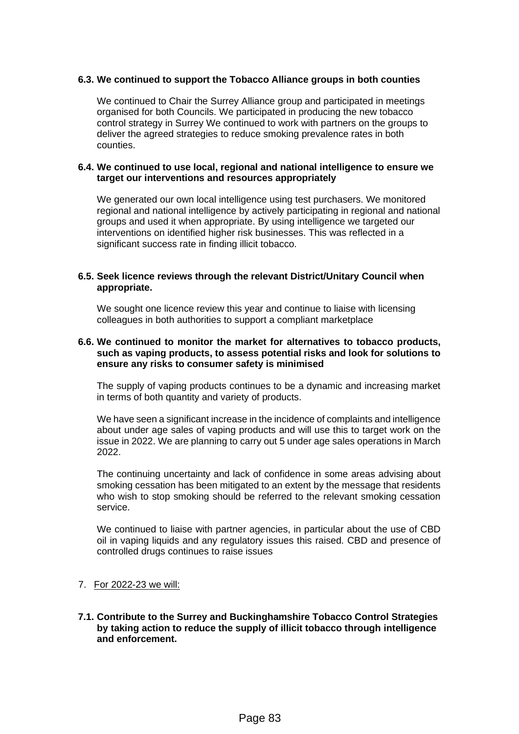**6.3. We continued to support the Tobacco Alliance groups in both counties**

We continued to Chair the Surrey Alliance group and participated in meetings organised for both Councils. We participated in producing the new tobacco control strategy in Surrey We continued to work with partners on the groups to deliver the agreed strategies to reduce smoking prevalence rates in both counties.

**6.4. We continued to use local, regional and national intelligence to ensure we target our interventions and resources appropriately**

We generated our own local intelligence using test purchasers. We monitored regional and national intelligence by actively participating in regional and national groups and used it when appropriate. By using intelligence we targeted our interventions on identified higher risk businesses. This was reflected in a significant success rate in finding illicit tobacco.

**6.5. Seek licence reviews through the relevant District/Unitary Council when appropriate.**

We sought one licence review this year and continue to liaise with licensing colleagues in both authorities to support a compliant marketplace

**6.6. We continued to monitor the market for alternatives to tobacco products, such as vaping products, to assess potential risks and look for solutions to ensure any risks to consumer safety is minimised**

The supply of vaping products continues to be a dynamic and increasing market in terms of both quantity and variety of products.

We have seen a significant increase in the incidence of complaints and intelligence about under age sales of vaping products and will use this to target work on the issue in 2022. We are planning to carry out 5 under age sales operations in March 2022.

The continuing uncertainty and lack of confidence in some areas advising about smoking cessation has been mitigated to an extent by the message that residents who wish to stop smoking should be referred to the relevant smoking cessation service.

We continued to liaise with partner agencies, in particular about the use of CBD oil in vaping liquids and any regulatory issues this raised. CBD and presence of controlled drugs continues to raise issues

7. For 2022-23 we will:

**7.1. Contribute to the Surrey and Buckinghamshire Tobacco Control Strategies by taking action to reduce the supply of illicit tobacco through intelligence and enforcement.**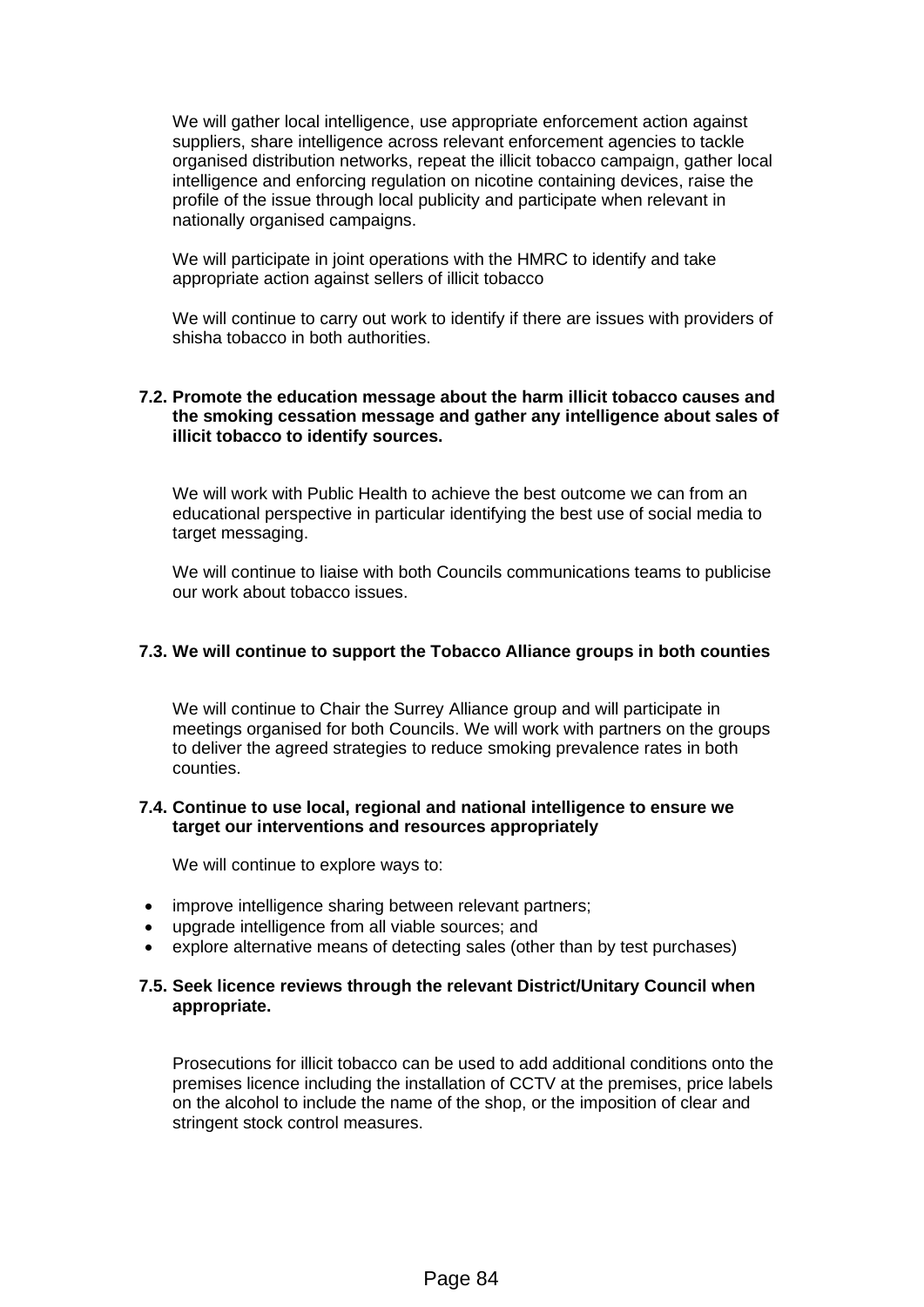We will gather local intelligence, use appropriate enforcement action against suppliers, share intelligence across relevant enforcement agencies to tackle organised distribution networks, repeat the illicit tobacco campaign, gather local intelligence and enforcing regulation on nicotine containing devices, raise the profile of the issue through local publicity and participate when relevant in nationally organised campaigns.

We will participate in joint operations with the HMRC to identify and take appropriate action against sellers of illicit tobacco

We will continue to carry out work to identify if there are issues with providers of shisha tobacco in both authorities.

**7.2. Promote the education message about the harm illicit tobacco causes and the smoking cessation message and gather any intelligence about sales of illicit tobacco to identify sources.**

We will work with Public Health to achieve the best outcome we can from an educational perspective in particular identifying the best use of social media to target messaging.

We will continue to liaise with both Councils communications teams to publicise our work about tobacco issues.

**7.3. We will continue to support the Tobacco Alliance groups in both counties**

We will continue to Chair the Surrey Alliance group and will participate in meetings organised for both Councils. We will work with partners on the groups to deliver the agreed strategies to reduce smoking prevalence rates in both counties.

**7.4. Continue to use local, regional and national intelligence to ensure we target our interventions and resources appropriately**

We will continue to explore ways to:

- improve intelligence sharing between relevant partners;
- upgrade intelligence from all viable sources; and
- explore alternative means of detecting sales (other than by test purchases)

**7.5. Seek licence reviews through the relevant District/Unitary Council when appropriate.**

Prosecutions for illicit tobacco can be used to add additional conditions onto the premises licence including the installation of CCTV at the premises, price labels on the alcohol to include the name of the shop, or the imposition of clear and stringent stock control measures.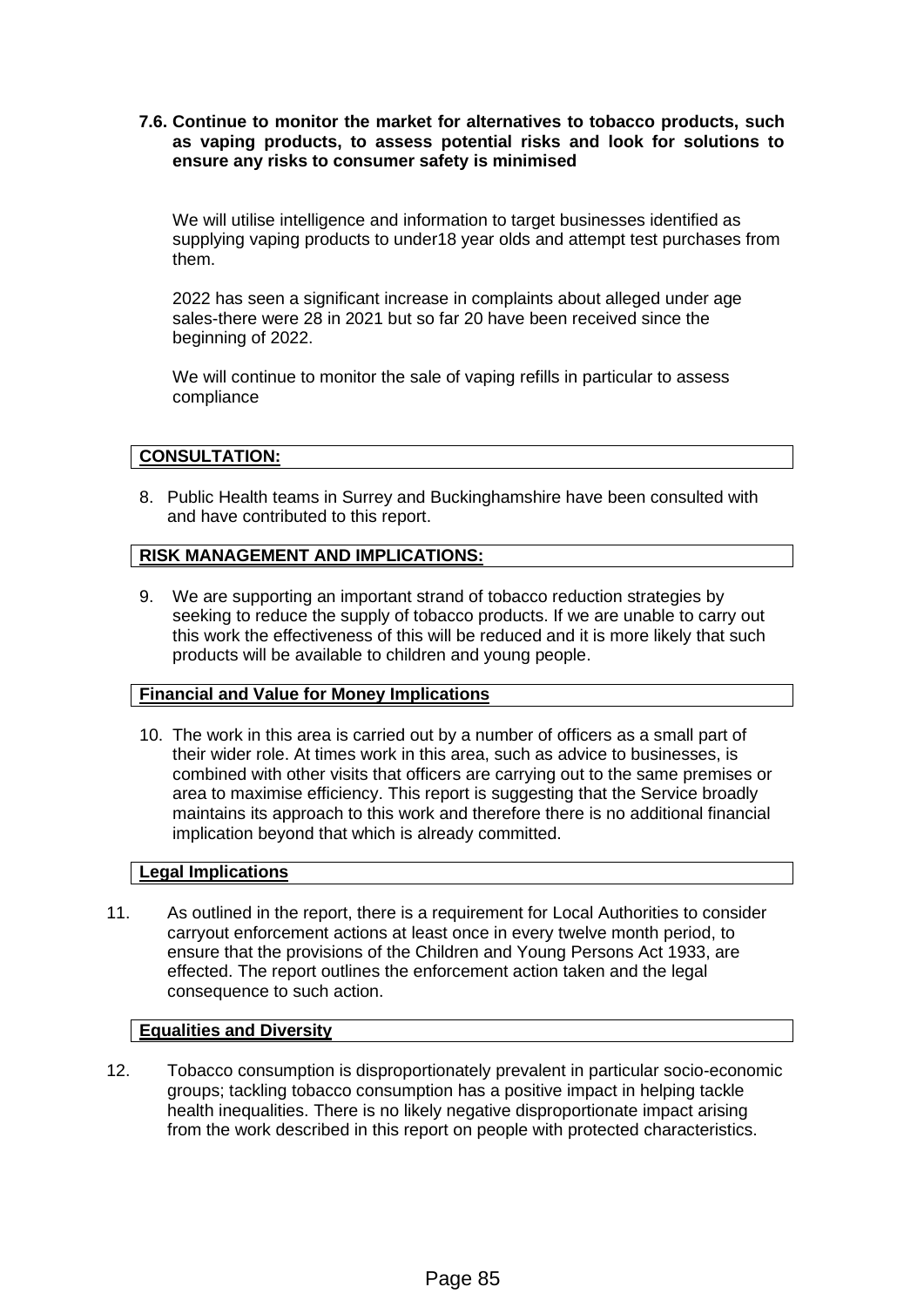**7.6. Continue to monitor the market for alternatives to tobacco products, such as vaping products, to assess potential risks and look for solutions to ensure any risks to consumer safety is minimised**

We will utilise intelligence and information to target businesses identified as supplying vaping products to under18 year olds and attempt test purchases from them.

2022 has seen a significant increase in complaints about alleged under age sales-there were 28 in 2021 but so far 20 have been received since the beginning of 2022.

We will continue to monitor the sale of vaping refills in particular to assess compliance

## CONSULTATION:

8. Public Health teams in Surrey and Buckinghamshire have been consulted with and have contributed to this report.

## RISK MANAGEMENT AND IMPLICATIONS:

9. We are supporting an important strand of tobacco reduction strategies by seeking to reduce the supply of tobacco products. If we are unable to carry out this work the effectiveness of this will be reduced and it is more likely that such products will be available to children and young people.

### Financial and Value for Money Implications

10. The work in this area is carried out by a number of officers as a small part of their wider role. At times work in this area, such as advice to businesses, is combined with other visits that officers are carrying out to the same premises or area to maximise efficiency. This report is suggesting that the Service broadly maintains its approach to this work and therefore there is no additional financial implication beyond that which is already committed.

### Legal Implications

11. As outlined in the report, there is a requirement for Local Authorities to consider carryout enforcement actions at least once in every twelve month period, to ensure that the provisions of the Children and Young Persons Act 1933, are effected. The report outlines the enforcement action taken and the legal consequence to such action.

### Equalities and Diversity

12. Tobacco consumption is disproportionately prevalent in particular socio-economic groups; tackling tobacco consumption has a positive impact in helping tackle health inequalities. There is no likely negative disproportionate impact arising from the work described in this report on people with protected characteristics.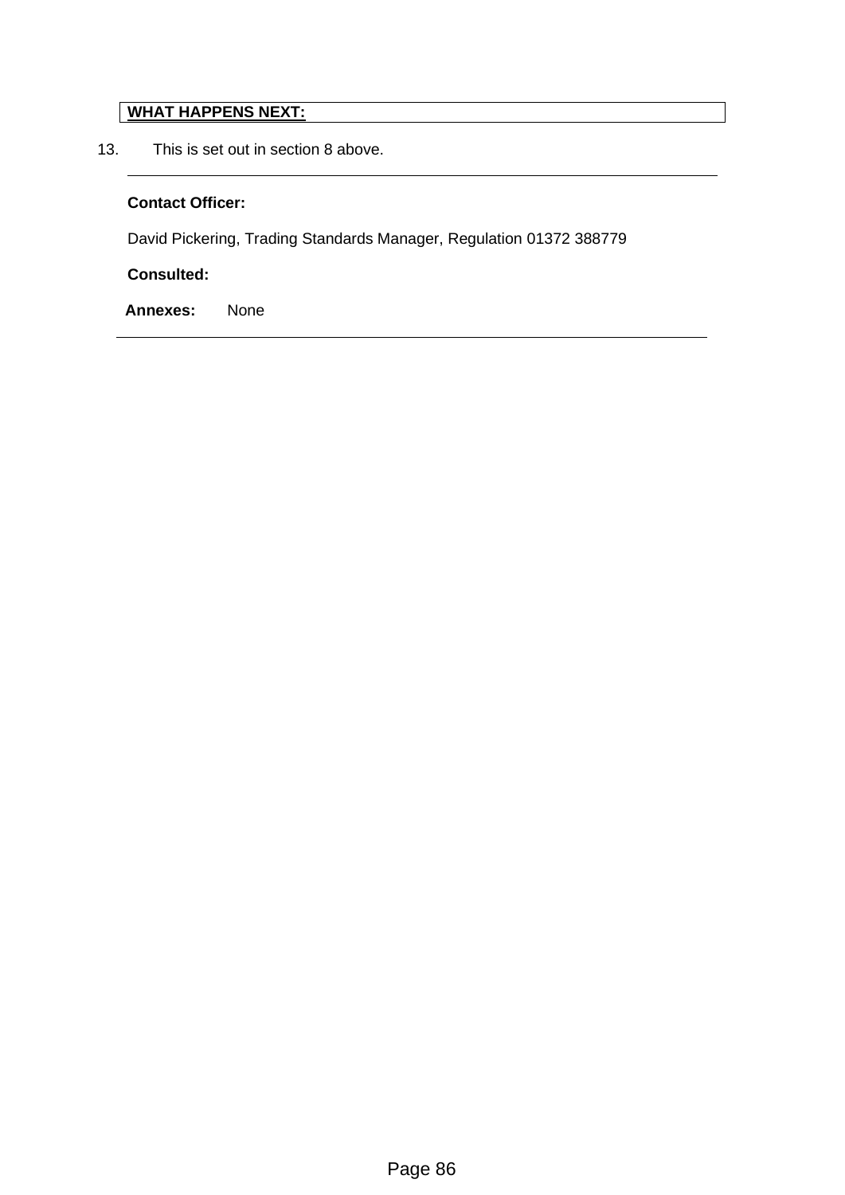**WHAT HAPPENS NEXT:**

13. This is set out in section 8 above.

---

**Contact Officer:**

David Pickering, Trading Standards Manager, Regulation 01372 388779

**Consulted:**

**Annexes:** None

---